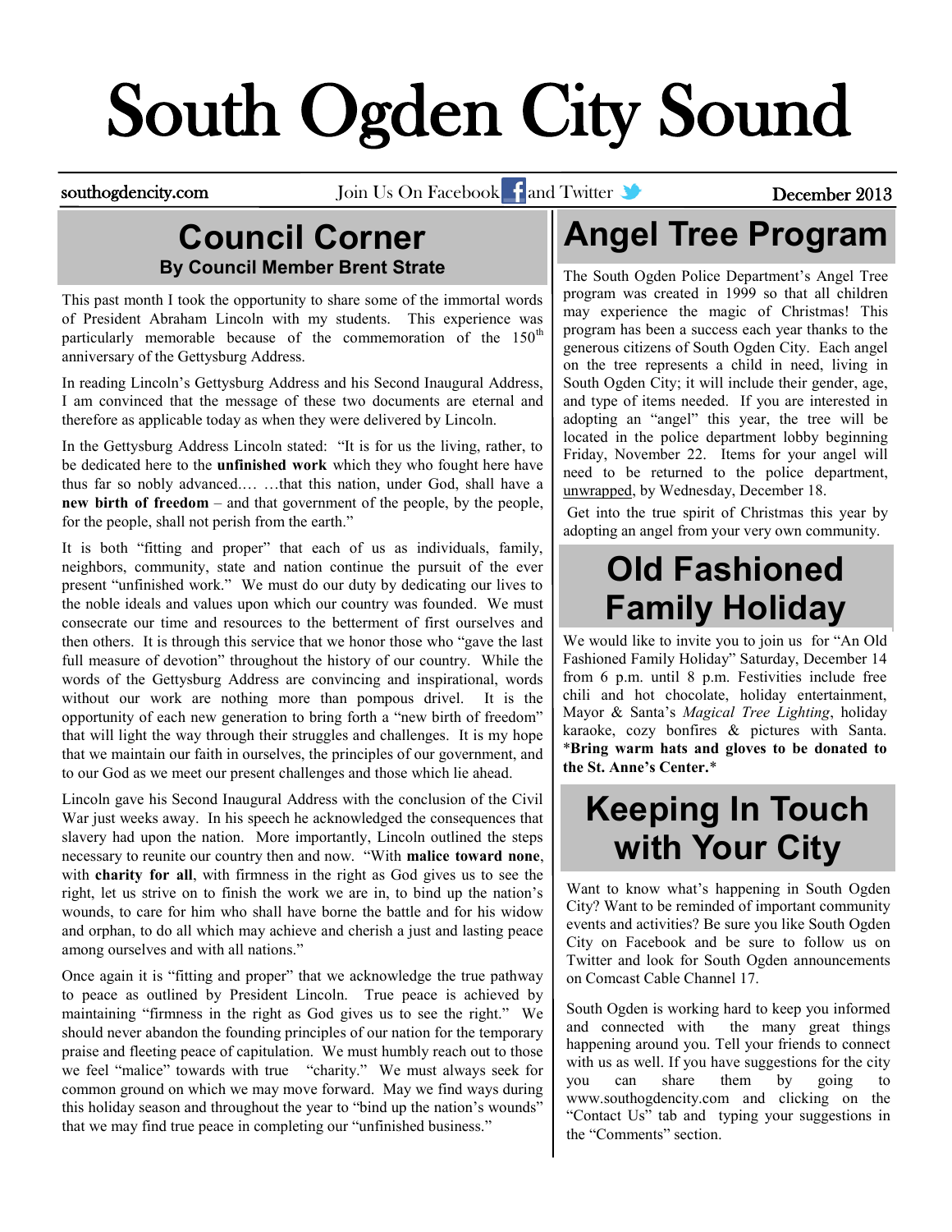# South Ogden City Sound

southogdencity.com Join Us On Facebook and Twitter December 2013

## Council Corner

**By Council Member Brent Strate**

This past month I took the opportunity to share some of the immortal words of President Abraham Lincoln with my students. This experience was particularly memorable because of the commemoration of the 150th anniversary of the Gettysburg Address.

In reading Lincoln's Gettysburg Address and his Second Inaugural Address, I am convinced that the message of these two documents are eternal and therefore as applicable today as when they were delivered by Lincoln.

In the Gettysburg Address Lincoln stated: "It is for us the living, rather, to be dedicated here to the **unfinished work** which they who fought here have thus far so nobly advanced.… …that this nation, under God, shall have a **new birth of freedom** – and that government of the people, by the people, for the people, shall not perish from the earth."

It is both "fitting and proper" that each of us as individuals, family, neighbors, community, state and nation continue the pursuit of the ever present "unfinished work." We must do our duty by dedicating our lives to the noble ideals and values upon which our country was founded. We must consecrate our time and resources to the betterment of first ourselves and then others. It is through this service that we honor those who "gave the last full measure of devotion" throughout the history of our country. While the words of the Gettysburg Address are convincing and inspirational, words without our work are nothing more than pompous drivel. It is the opportunity of each new generation to bring forth a "new birth of freedom" that will light the way through their struggles and challenges. It is my hope that we maintain our faith in ourselves, the principles of our government, and to our God as we meet our present challenges and those which lie ahead.

Lincoln gave his Second Inaugural Address with the conclusion of the Civil War just weeks away. In his speech he acknowledged the consequences that slavery had upon the nation. More importantly, Lincoln outlined the steps necessary to reunite our country then and now. "With **malice toward none**, with **charity for all**, with firmness in the right as God gives us to see the right, let us strive on to finish the work we are in, to bind up the nation's wounds, to care for him who shall have borne the battle and for his widow and orphan, to do all which may achieve and cherish a just and lasting peace among ourselves and with all nations."

Once again it is "fitting and proper" that we acknowledge the true pathway to peace as outlined by President Lincoln. True peace is achieved by maintaining "firmness in the right as God gives us to see the right." We should never abandon the founding principles of our nation for the temporary praise and fleeting peace of capitulation. We must humbly reach out to those we feel "malice" towards with true "charity." We must always seek for common ground on which we may move forward. May we find ways during this holiday season and throughout the year to "bind up the nation's wounds" that we may find true peace in completing our "unfinished business."

## Angel Tree Program

The South Ogden Police Department's Angel Tree program was created in 1999 so that all children may experience the magic of Christmas! This program has been a success each year thanks to the generous citizens of South Ogden City. Each angel on the tree represents a child in need, living in South Ogden City; it will include their gender, age, and type of items needed. If you are interested in adopting an "angel" this year, the tree will be located in the police department lobby beginning Friday, November 22. Items for your angel will need to be returned to the police department, unwrapped, by Wednesday, December 18.

Get into the true spirit of Christmas this year by adopting an angel from your very own community.

## Old Fashioned Family Holiday

We would like to invite you to join us for "An Old Fashioned Family Holiday" Saturday, December 14 from 6 p.m. until 8 p.m. Festivities include free chili and hot chocolate, holiday entertainment, Mayor & Santa's *Magical Tree Lighting*, holiday karaoke, cozy bonfires & pictures with Santa. ***Bring warm hats and gloves to be donated to the St. Anne's Center.***

## Keeping In Touch with Your City

Want to know what's happening in South Ogden City? Want to be reminded of important community events and activities? Be sure you like South Ogden City on Facebook and be sure to follow us on Twitter and look for South Ogden announcements on Comcast Cable Channel 17.

South Ogden is working hard to keep you informed and connected with the many great things happening around you. Tell your friends to connect with us as well. If you have suggestions for the city you can share them by going to www.southogdencity.com and clicking on the "Contact Us" tab and typing your suggestions in the "Comments" section.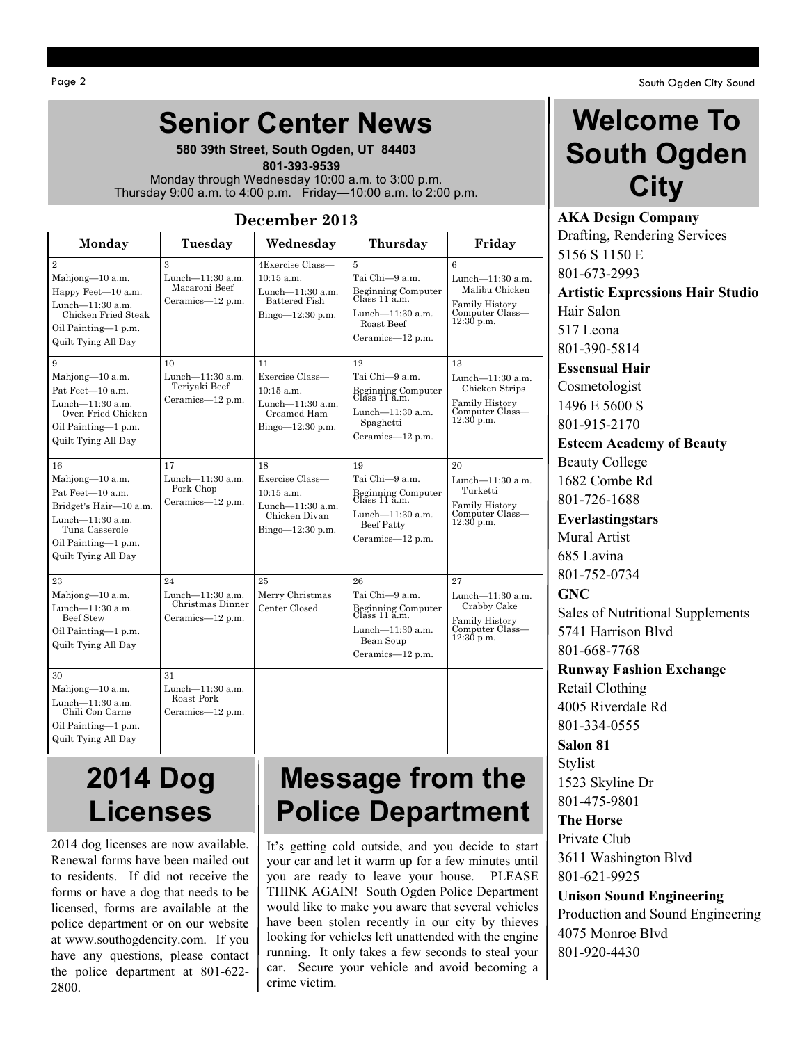# Senior Center News

**580 39th Street, South Ogden, UT 84403**

**801-393-9539**

Monday through Wednesday 10:00 a.m. to 3:00 p.m.
Thursday 9:00 a.m. to 4:00 p.m. Friday—10:00 a.m. to 2:00 p.m.

**December 2013**

| Monday | Tuesday | Wednesday | Thursday | Friday |
|---|---|---|---|---|
| 2<br>Mahjong—10 a.m.<br>Happy Feet—10 a.m.<br>Lunch—11:30 a.m. Chicken Fried Steak<br>Oil Painting—1 p.m.<br>Quilt Tying All Day | 3<br>Lunch—11:30 a.m. Macaroni Beef<br>Ceramics—12 p.m. | 4Exercise Class—10:15 a.m.<br>Lunch—11:30 a.m. Battered Fish<br>Bingo—12:30 p.m. | 5<br>Tai Chi—9 a.m.<br>Beginning Computer Class 11 a.m.<br>Lunch—11:30 a.m. Roast Beef<br>Ceramics—12 p.m. | 6<br>Lunch—11:30 a.m. Malibu Chicken<br>Family History Computer Class—12:30 p.m. |
| 9<br>Mahjong—10 a.m.<br>Pat Feet—10 a.m.<br>Lunch—11:30 a.m. Oven Fried Chicken<br>Oil Painting—1 p.m.<br>Quilt Tying All Day | 10<br>Lunch—11:30 a.m. Teriyaki Beef<br>Ceramics—12 p.m. | 11<br>Exercise Class—10:15 a.m.<br>Lunch—11:30 a.m. Creamed Ham<br>Bingo—12:30 p.m. | 12<br>Tai Chi—9 a.m.<br>Beginning Computer Class 11 a.m.<br>Lunch—11:30 a.m. Spaghetti<br>Ceramics—12 p.m. | 13<br>Lunch—11:30 a.m. Chicken Strips<br>Family History Computer Class—12:30 p.m. |
| 16<br>Mahjong—10 a.m.<br>Pat Feet—10 a.m.<br>Bridget's Hair—10 a.m.<br>Lunch—11:30 a.m. Tuna Casserole<br>Oil Painting—1 p.m.<br>Quilt Tying All Day | 17<br>Lunch—11:30 a.m. Pork Chop<br>Ceramics—12 p.m. | 18<br>Exercise Class—10:15 a.m.<br>Lunch—11:30 a.m. Chicken Divan<br>Bingo—12:30 p.m. | 19<br>Tai Chi—9 a.m.<br>Beginning Computer Class 11 a.m.<br>Lunch—11:30 a.m. Beef Patty<br>Ceramics—12 p.m. | 20<br>Lunch—11:30 a.m. Turketti<br>Family History Computer Class—12:30 p.m. |
| 23<br>Mahjong—10 a.m.<br>Lunch—11:30 a.m. Beef Stew<br>Oil Painting—1 p.m.<br>Quilt Tying All Day | 24<br>Lunch—11:30 a.m. Christmas Dinner<br>Ceramics—12 p.m. | 25<br>Merry Christmas<br>Center Closed | 26<br>Tai Chi—9 a.m.<br>Beginning Computer Class 11 a.m.<br>Lunch—11:30 a.m. Bean Soup<br>Ceramics—12 p.m. | 27<br>Lunch—11:30 a.m. Crabby Cake<br>Family History Computer Class—12:30 p.m. |
| 30<br>Mahjong—10 a.m.<br>Lunch—11:30 a.m. Chili Con Carne<br>Oil Painting—1 p.m.<br>Quilt Tying All Day | 31<br>Lunch—11:30 a.m. Roast Pork<br>Ceramics—12 p.m. | | | |

# 2014 Dog Licenses

2014 dog licenses are now available. Renewal forms have been mailed out to residents. If did not receive the forms or have a dog that needs to be licensed, forms are available at the police department or on our website at www.southogdencity.com. If you have any questions, please contact the police department at 801-622-2800.

# Message from the Police Department

It's getting cold outside, and you decide to start your car and let it warm up for a few minutes until you are ready to leave your house. PLEASE THINK AGAIN! South Ogden Police Department would like to make you aware that several vehicles have been stolen recently in our city by thieves looking for vehicles left unattended with the engine running. It only takes a few seconds to steal your car. Secure your vehicle and avoid becoming a crime victim.

# Welcome To South Ogden City

**AKA Design Company**
Drafting, Rendering Services
5156 S 1150 E
801-673-2993

**Artistic Expressions Hair Studio**
Hair Salon
517 Leona
801-390-5814

**Essensual Hair**
Cosmetologist
1496 E 5600 S
801-915-2170

**Esteem Academy of Beauty**
Beauty College
1682 Combe Rd
801-726-1688

**Everlastingstars**
Mural Artist
685 Lavina
801-752-0734

**GNC**
Sales of Nutritional Supplements
5741 Harrison Blvd
801-668-7768

**Runway Fashion Exchange**
Retail Clothing
4005 Riverdale Rd
801-334-0555

**Salon 81**
Stylist
1523 Skyline Dr
801-475-9801

**The Horse**
Private Club
3611 Washington Blvd
801-621-9925

**Unison Sound Engineering**
Production and Sound Engineering
4075 Monroe Blvd
801-920-4430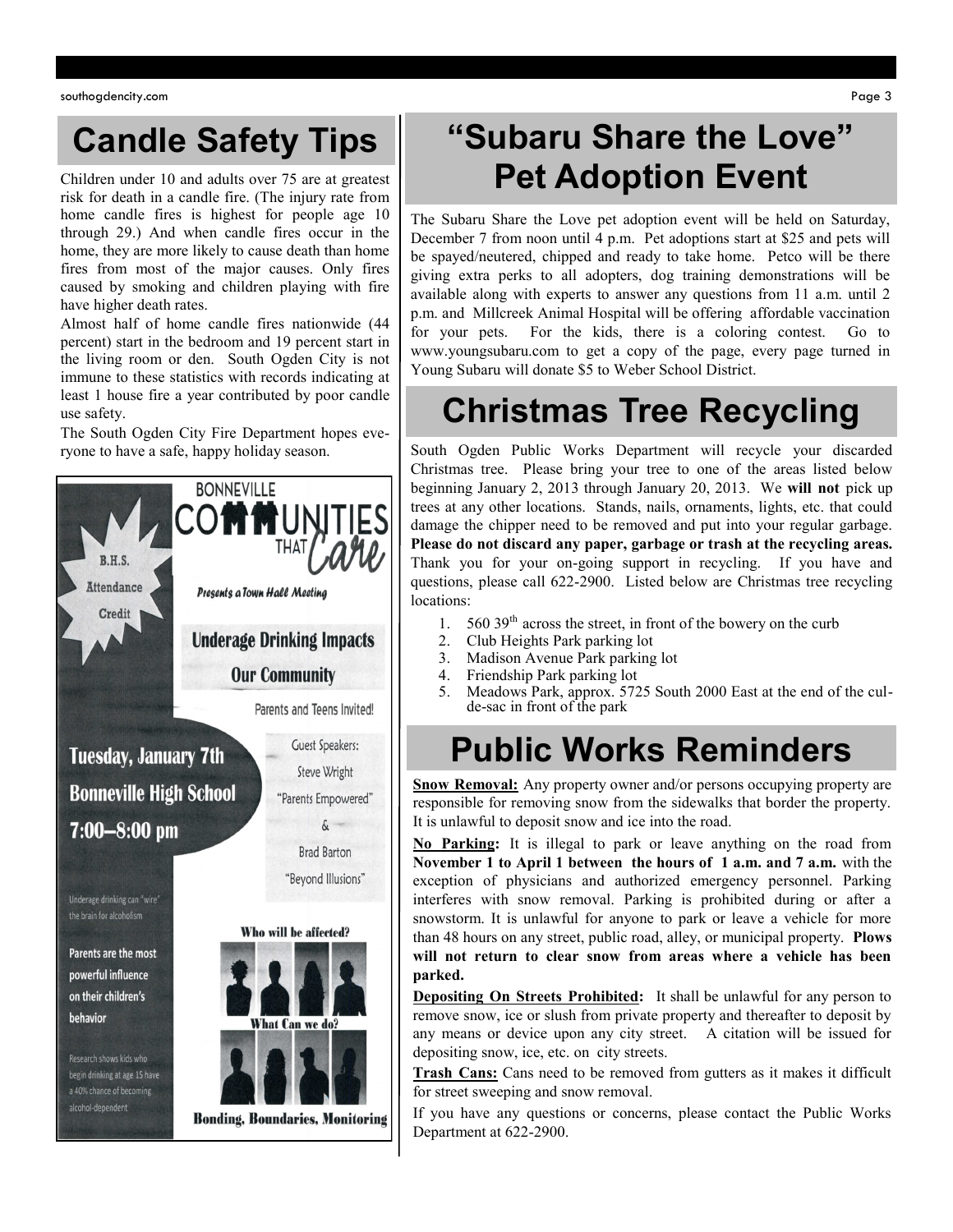## Candle Safety Tips

Children under 10 and adults over 75 are at greatest risk for death in a candle fire. (The injury rate from home candle fires is highest for people age 10 through 29.) And when candle fires occur in the home, they are more likely to cause death than home fires from most of the major causes. Only fires caused by smoking and children playing with fire have higher death rates.

Almost half of home candle fires nationwide (44 percent) start in the bedroom and 19 percent start in the living room or den. South Ogden City is not immune to these statistics with records indicating at least 1 house fire a year contributed by poor candle use safety.

The South Ogden City Fire Department hopes everyone to have a safe, happy holiday season.

B.H.S. Attendance Credit

BONNEVILLE COMMUNITIES THAT Care

*Presents a Town Hall Meeting*

**Underage Drinking Impacts Our Community**

Parents and Teens Invited!

**Tuesday, January 7th**

**Bonneville High School**

**7:00–8:00 pm**

Guest Speakers:
Steve Wright
"Parents Empowered"
&
Brad Barton
"Beyond Illusions"

Underage drinking can "wire" the brain for alcoholism

**Parents are the most powerful influence on their children's behavior**

Research shows kids who begin drinking at age 15 have a 40% chance of becoming alcohol-dependent

**Who will be affected?**

**What Can we do?**

**Bonding, Boundaries, Monitoring**

## "Subaru Share the Love" Pet Adoption Event

The Subaru Share the Love pet adoption event will be held on Saturday, December 7 from noon until 4 p.m. Pet adoptions start at $25 and pets will be spayed/neutered, chipped and ready to take home. Petco will be there giving extra perks to all adopters, dog training demonstrations will be available along with experts to answer any questions from 11 a.m. until 2 p.m. and Millcreek Animal Hospital will be offering affordable vaccination for your pets. For the kids, there is a coloring contest. Go to www.youngsubaru.com to get a copy of the page, every page turned in Young Subaru will donate $5 to Weber School District.

## Christmas Tree Recycling

South Ogden Public Works Department will recycle your discarded Christmas tree. Please bring your tree to one of the areas listed below beginning January 2, 2013 through January 20, 2013. We **will not** pick up trees at any other locations. Stands, nails, ornaments, lights, etc. that could damage the chipper need to be removed and put into your regular garbage. **Please do not discard any paper, garbage or trash at the recycling areas.** Thank you for your on-going support in recycling. If you have and questions, please call 622-2900. Listed below are Christmas tree recycling locations:

1. 560 39th across the street, in front of the bowery on the curb
2. Club Heights Park parking lot
3. Madison Avenue Park parking lot
4. Friendship Park parking lot
5. Meadows Park, approx. 5725 South 2000 East at the end of the cul-de-sac in front of the park

## Public Works Reminders

**Snow Removal:** Any property owner and/or persons occupying property are responsible for removing snow from the sidewalks that border the property. It is unlawful to deposit snow and ice into the road.

**No Parking:** It is illegal to park or leave anything on the road from **November 1 to April 1 between the hours of 1 a.m. and 7 a.m.** with the exception of physicians and authorized emergency personnel. Parking interferes with snow removal. Parking is prohibited during or after a snowstorm. It is unlawful for anyone to park or leave a vehicle for more than 48 hours on any street, public road, alley, or municipal property. **Plows will not return to clear snow from areas where a vehicle has been parked.**

**Depositing On Streets Prohibited:** It shall be unlawful for any person to remove snow, ice or slush from private property and thereafter to deposit by any means or device upon any city street. A citation will be issued for depositing snow, ice, etc. on city streets.

**Trash Cans:** Cans need to be removed from gutters as it makes it difficult for street sweeping and snow removal.

If you have any questions or concerns, please contact the Public Works Department at 622-2900.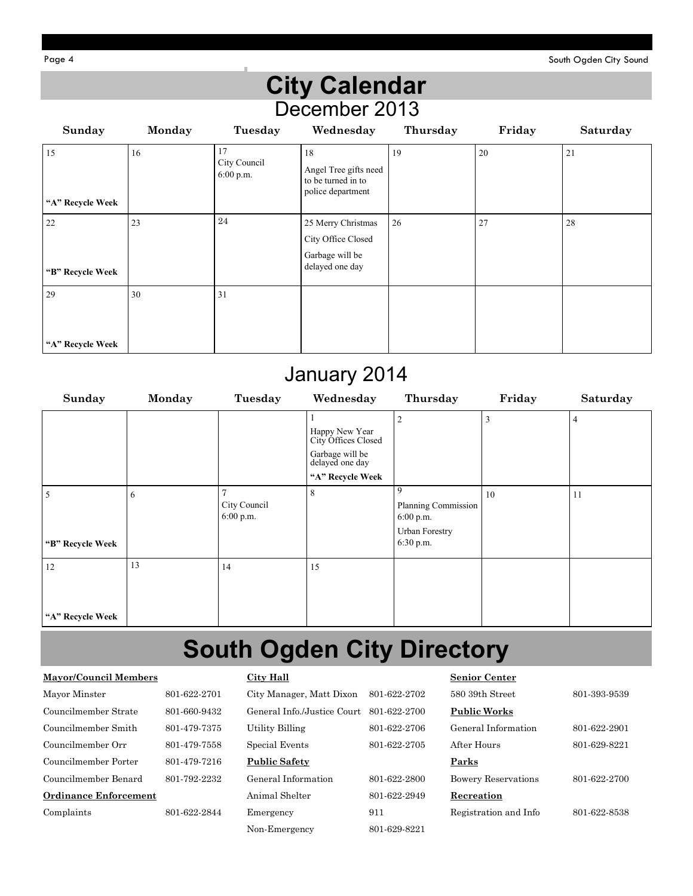# City Calendar

## December 2013

| Sunday | Monday | Tuesday | Wednesday | Thursday | Friday | Saturday |
|---|---|---|---|---|---|---|
| 15<br>**"A" Recycle Week** | 16 | 17<br>City Council<br>6:00 p.m. | 18<br>Angel Tree gifts need to be turned in to police department | 19 | 20 | 21 |
| 22<br>**"B" Recycle Week** | 23 | 24 | 25 Merry Christmas<br>City Office Closed<br>Garbage will be delayed one day | 26 | 27 | 28 |
| 29<br>**"A" Recycle Week** | 30 | 31 | | | | |

## January 2014

| Sunday | Monday | Tuesday | Wednesday | Thursday | Friday | Saturday |
|---|---|---|---|---|---|---|
| | | | 1<br>Happy New Year<br>City Offices Closed<br>Garbage will be delayed one day<br>**"A" Recycle Week** | 2 | 3 | 4 |
| 5<br>**"B" Recycle Week** | 6 | 7<br>City Council<br>6:00 p.m. | 8 | 9<br>Planning Commission<br>6:00 p.m.<br>Urban Forestry<br>6:30 p.m. | 10 | 11 |
| 12<br>**"A" Recycle Week** | 13 | 14 | 15 | | | |

# South Ogden City Directory

**Mayor/Council Members**

| | |
|---|---|
| Mayor Minster | 801-622-2701 |
| Councilmember Strate | 801-660-9432 |
| Councilmember Smith | 801-479-7375 |
| Councilmember Orr | 801-479-7558 |
| Councilmember Porter | 801-479-7216 |
| Councilmember Benard | 801-792-2232 |

**Ordinance Enforcement**

| | |
|---|---|
| Complaints | 801-622-2844 |

**City Hall**

| | |
|---|---|
| City Manager, Matt Dixon | 801-622-2702 |
| General Info./Justice Court | 801-622-2700 |
| Utility Billing | 801-622-2706 |
| Special Events | 801-622-2705 |

**Public Safety**

| | |
|---|---|
| General Information | 801-622-2800 |
| Animal Shelter | 801-622-2949 |
| Emergency | 911 |
| Non-Emergency | 801-629-8221 |

**Senior Center**

| | |
|---|---|
| 580 39th Street | 801-393-9539 |

**Public Works**

| | |
|---|---|
| General Information | 801-622-2901 |
| After Hours | 801-629-8221 |

**Parks**

| | |
|---|---|
| Bowery Reservations | 801-622-2700 |

**Recreation**

| | |
|---|---|
| Registration and Info | 801-622-8538 |